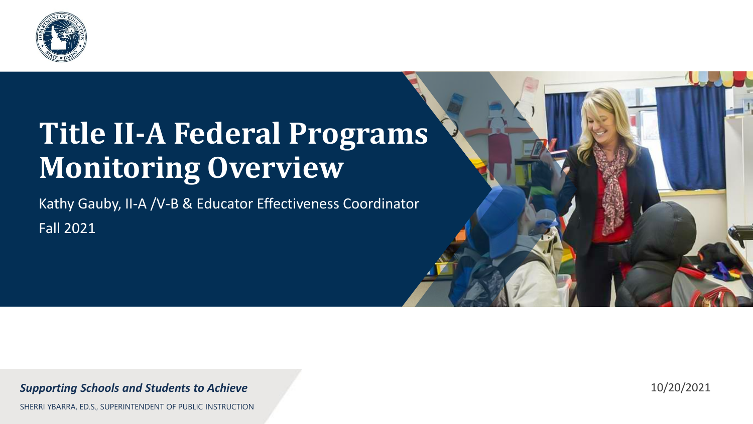# Title II-A Federal Programs Monitoring Overview

Kathy Gauby, II-A /V-B & Educator Effectiveness Coordinator

Fall 2021

***Supporting Schools and Students to Achieve***

SHERRI YBARRA, ED.S., SUPERINTENDENT OF PUBLIC INSTRUCTION

10/20/2021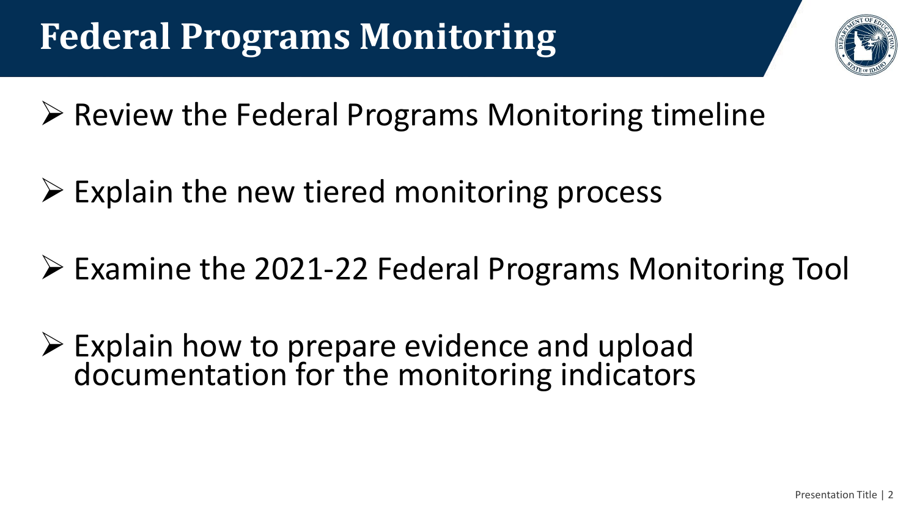# Federal Programs Monitoring

- Review the Federal Programs Monitoring timeline
- Explain the new tiered monitoring process
- Examine the 2021-22 Federal Programs Monitoring Tool
- Explain how to prepare evidence and upload documentation for the monitoring indicators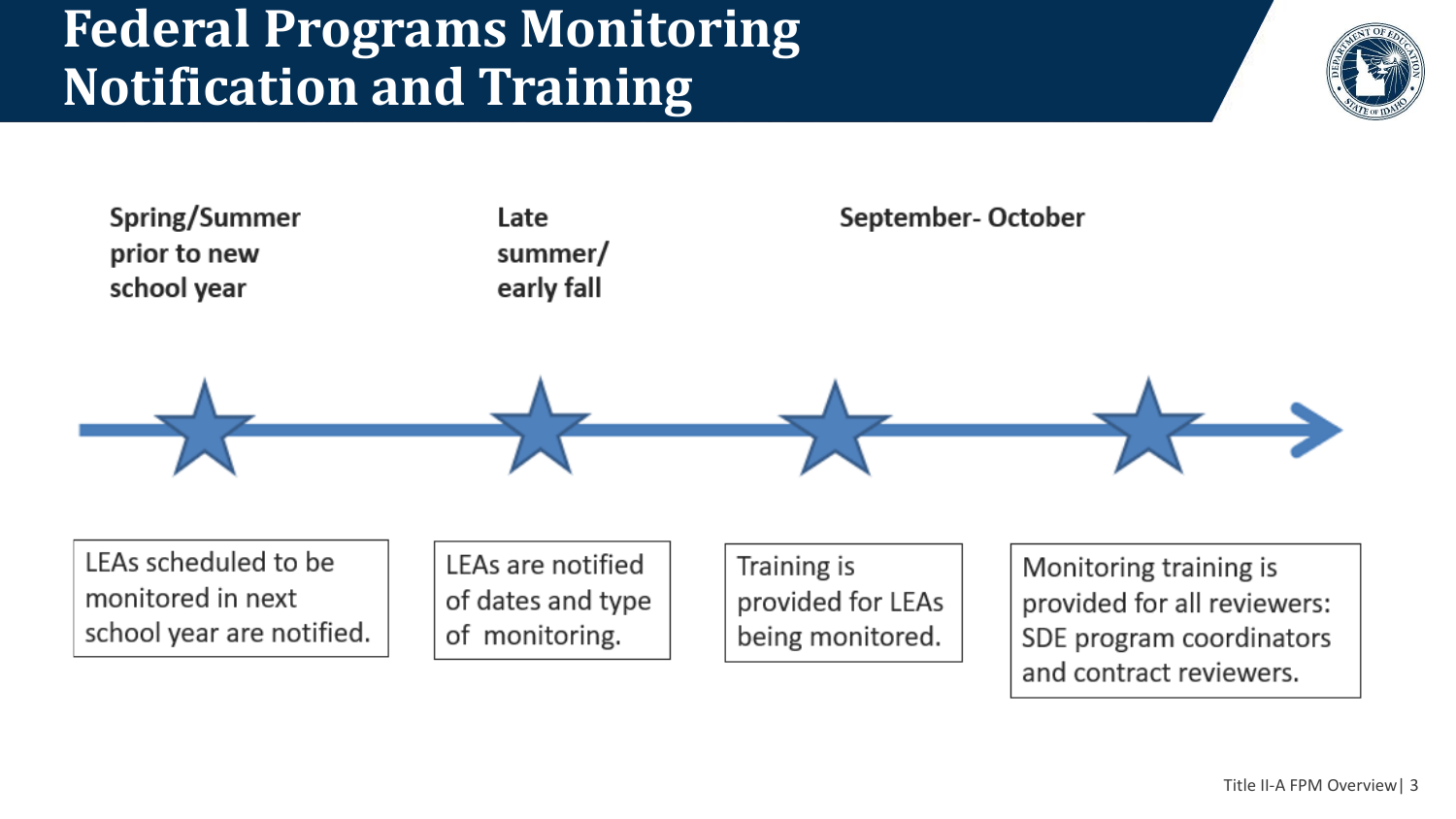# Federal Programs Monitoring Notification and Training

Spring/Summer prior to new school year

LEAs scheduled to be monitored in next school year are notified.

Late summer/ early fall

LEAs are notified of dates and type of monitoring.

September- October

Training is provided for LEAs being monitored.

Monitoring training is provided for all reviewers: SDE program coordinators and contract reviewers.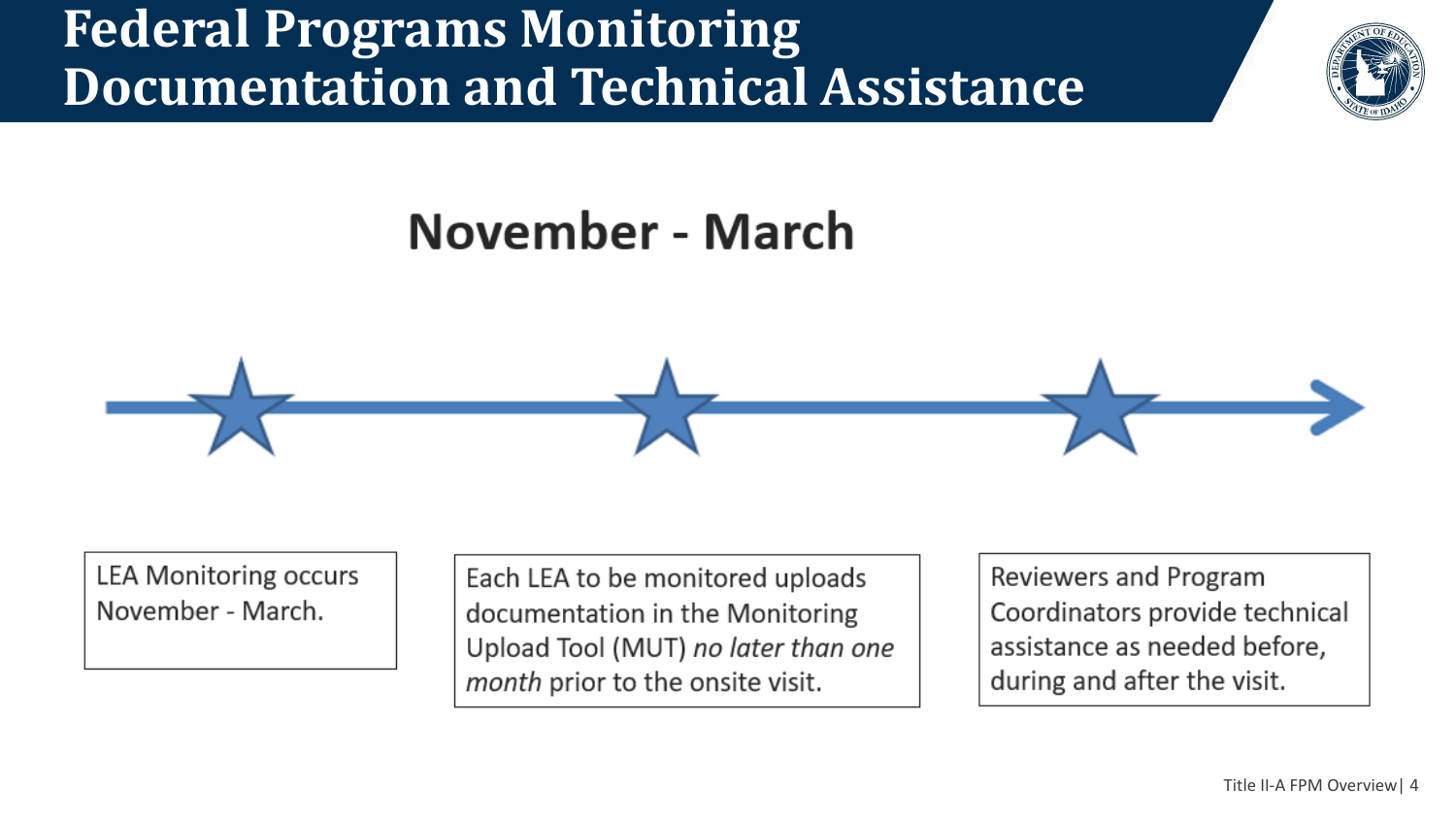# Federal Programs Monitoring Documentation and Technical Assistance

## November - March

LEA Monitoring occurs November - March.

Each LEA to be monitored uploads documentation in the Monitoring Upload Tool (MUT) *no later than one month* prior to the onsite visit.

Reviewers and Program Coordinators provide technical assistance as needed before, during and after the visit.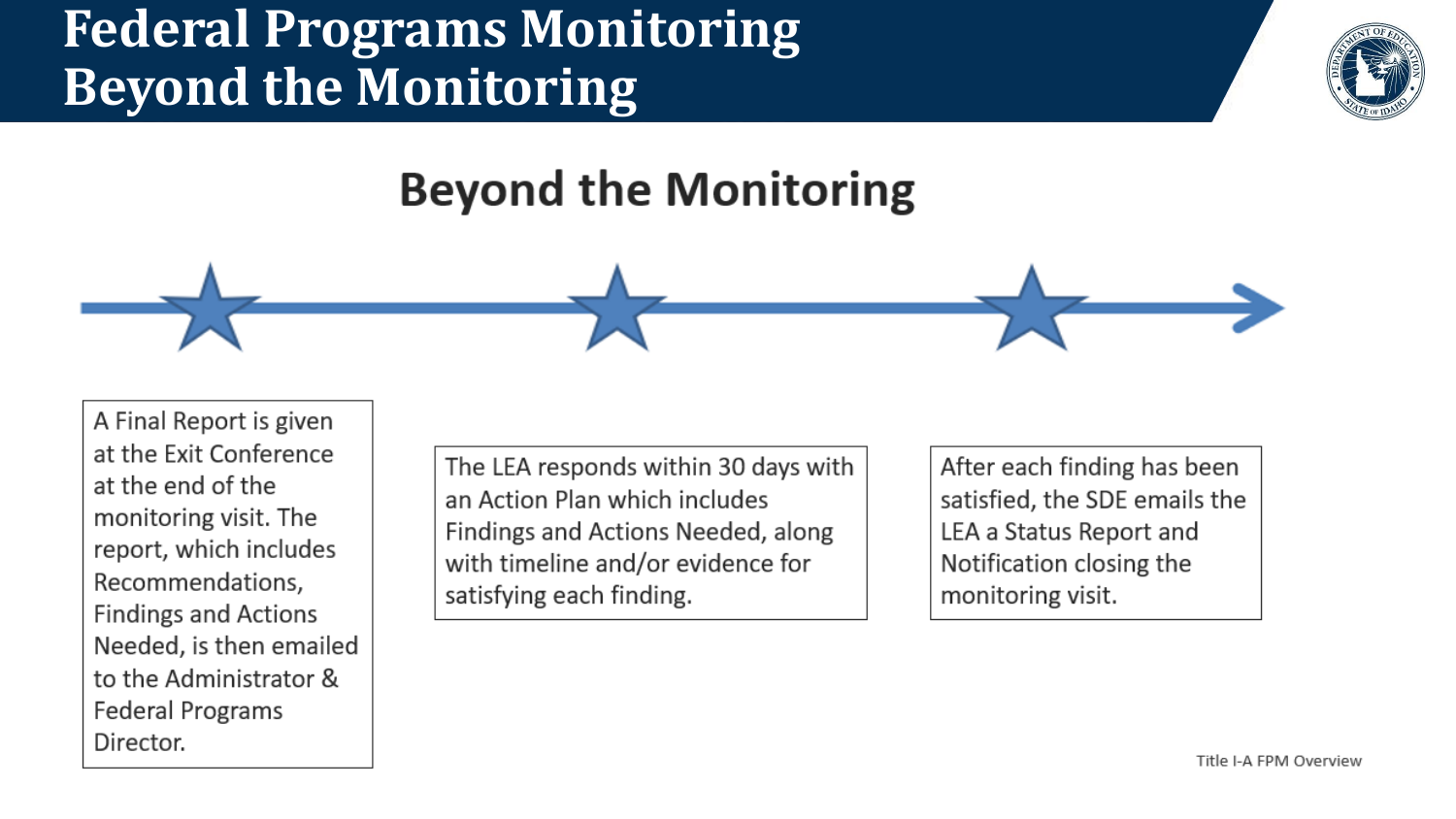# Federal Programs Monitoring Beyond the Monitoring

## Beyond the Monitoring

A Final Report is given at the Exit Conference at the end of the monitoring visit. The report, which includes Recommendations, Findings and Actions Needed, is then emailed to the Administrator & Federal Programs Director.

The LEA responds within 30 days with an Action Plan which includes Findings and Actions Needed, along with timeline and/or evidence for satisfying each finding.

After each finding has been satisfied, the SDE emails the LEA a Status Report and Notification closing the monitoring visit.

Title I-A FPM Overview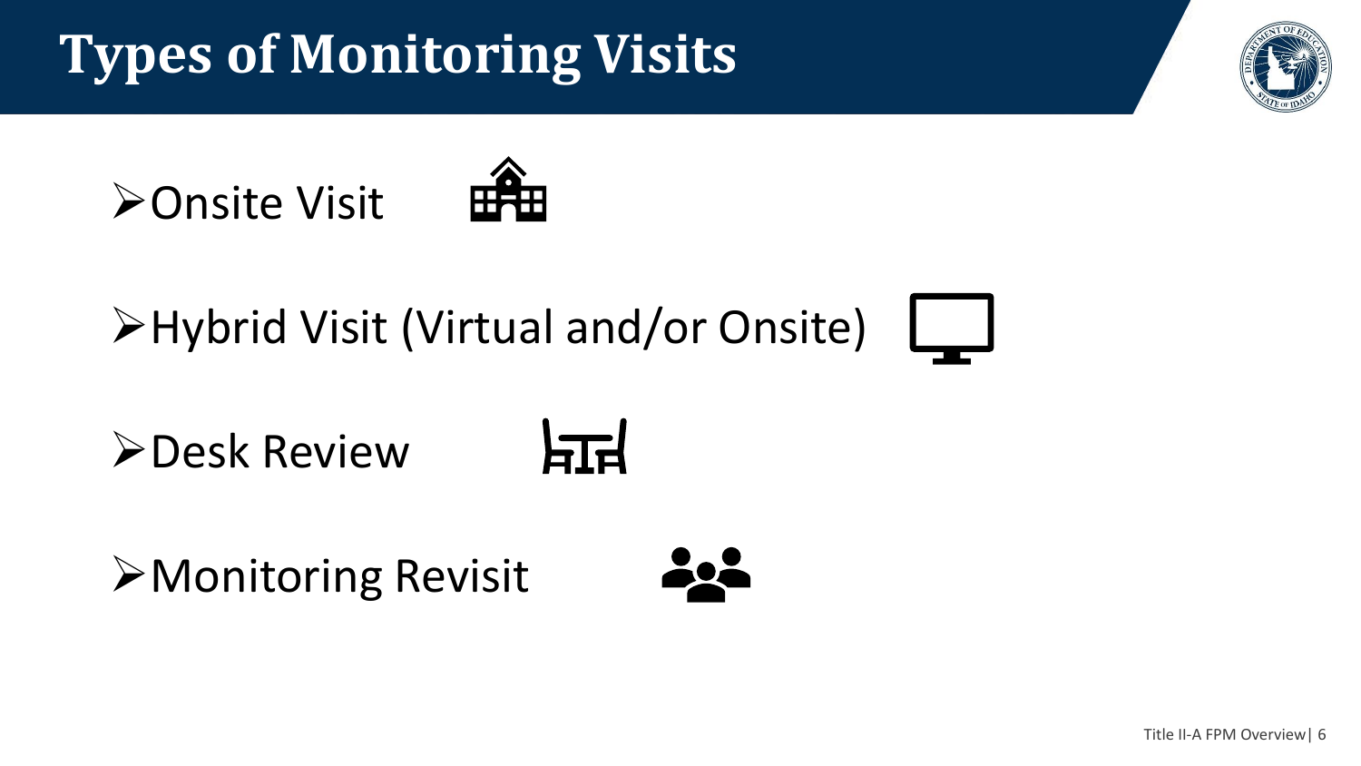# Types of Monitoring Visits

- Onsite Visit
- Hybrid Visit (Virtual and/or Onsite)
- Desk Review
- Monitoring Revisit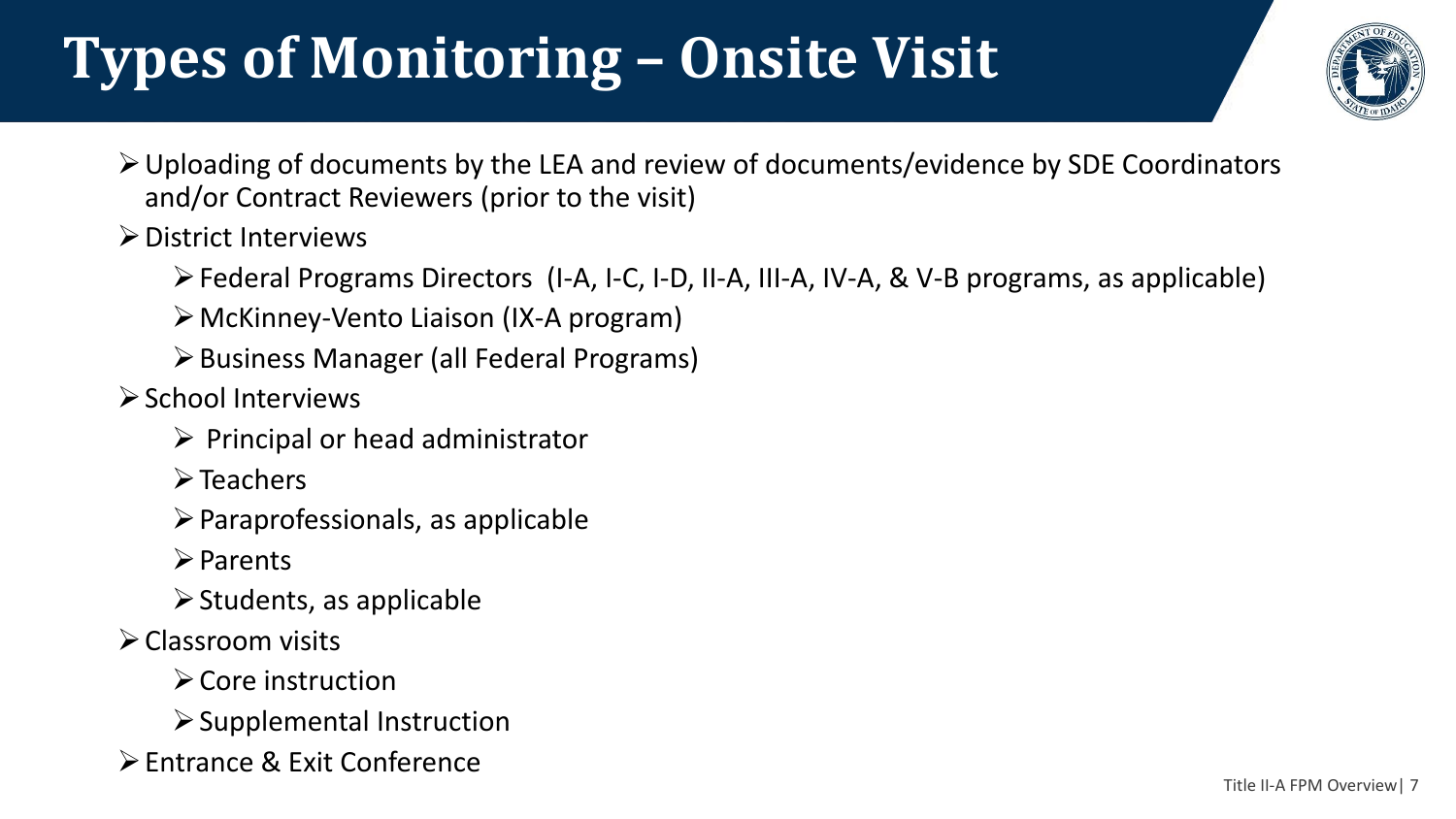# Types of Monitoring – Onsite Visit

- Uploading of documents by the LEA and review of documents/evidence by SDE Coordinators and/or Contract Reviewers (prior to the visit)
- District Interviews
  - Federal Programs Directors (I-A, I-C, I-D, II-A, III-A, IV-A, & V-B programs, as applicable)
  - McKinney-Vento Liaison (IX-A program)
  - Business Manager (all Federal Programs)
- School Interviews
  - Principal or head administrator
  - Teachers
  - Paraprofessionals, as applicable
  - Parents
  - Students, as applicable
- Classroom visits
  - Core instruction
  - Supplemental Instruction
- Entrance & Exit Conference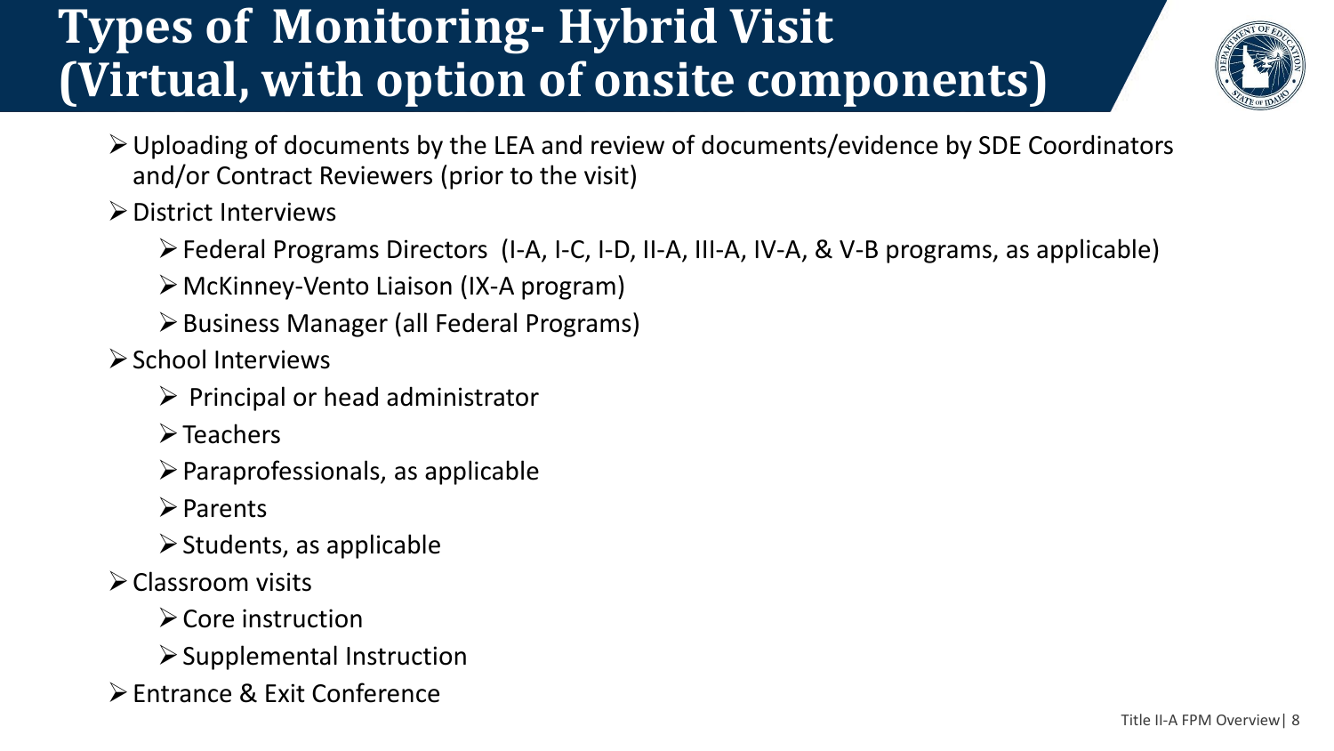# Types of Monitoring- Hybrid Visit (Virtual, with option of onsite components)

- Uploading of documents by the LEA and review of documents/evidence by SDE Coordinators and/or Contract Reviewers (prior to the visit)
- District Interviews
  - Federal Programs Directors (I-A, I-C, I-D, II-A, III-A, IV-A, & V-B programs, as applicable)
  - McKinney-Vento Liaison (IX-A program)
  - Business Manager (all Federal Programs)
- School Interviews
  - Principal or head administrator
  - Teachers
  - Paraprofessionals, as applicable
  - Parents
  - Students, as applicable
- Classroom visits
  - Core instruction
  - Supplemental Instruction
- Entrance & Exit Conference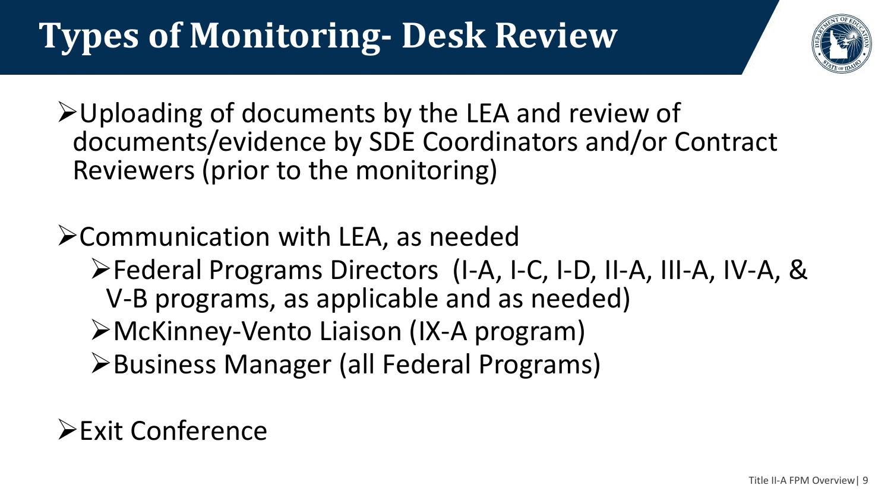# Types of Monitoring- Desk Review

- Uploading of documents by the LEA and review of documents/evidence by SDE Coordinators and/or Contract Reviewers (prior to the monitoring)

- Communication with LEA, as needed
  - Federal Programs Directors (I-A, I-C, I-D, II-A, III-A, IV-A, & V-B programs, as applicable and as needed)
  - McKinney-Vento Liaison (IX-A program)
  - Business Manager (all Federal Programs)

- Exit Conference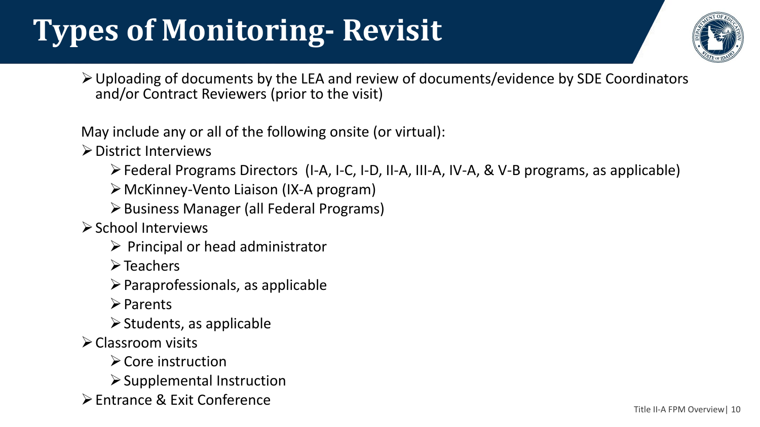# Types of Monitoring- Revisit

- Uploading of documents by the LEA and review of documents/evidence by SDE Coordinators and/or Contract Reviewers (prior to the visit)

May include any or all of the following onsite (or virtual):

- District Interviews
  - Federal Programs Directors (I-A, I-C, I-D, II-A, III-A, IV-A, & V-B programs, as applicable)
  - McKinney-Vento Liaison (IX-A program)
  - Business Manager (all Federal Programs)
- School Interviews
  - Principal or head administrator
  - Teachers
  - Paraprofessionals, as applicable
  - Parents
  - Students, as applicable
- Classroom visits
  - Core instruction
  - Supplemental Instruction
- Entrance & Exit Conference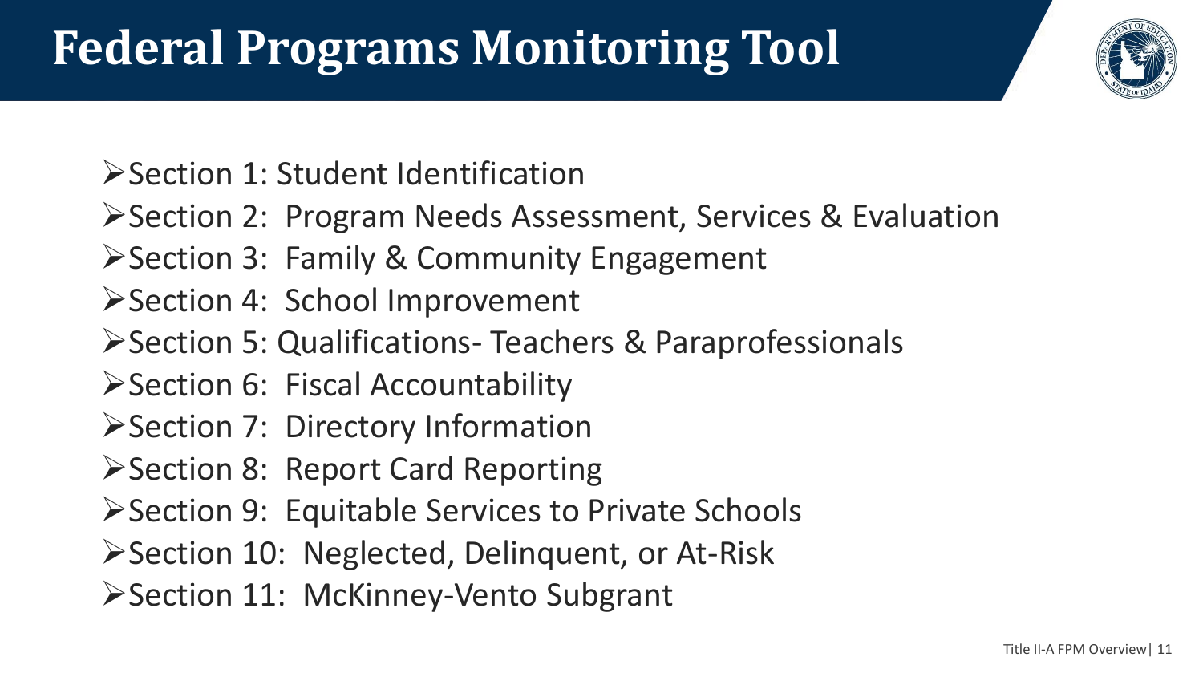# Federal Programs Monitoring Tool

- Section 1: Student Identification
- Section 2: Program Needs Assessment, Services & Evaluation
- Section 3: Family & Community Engagement
- Section 4: School Improvement
- Section 5: Qualifications- Teachers & Paraprofessionals
- Section 6: Fiscal Accountability
- Section 7: Directory Information
- Section 8: Report Card Reporting
- Section 9: Equitable Services to Private Schools
- Section 10: Neglected, Delinquent, or At-Risk
- Section 11: McKinney-Vento Subgrant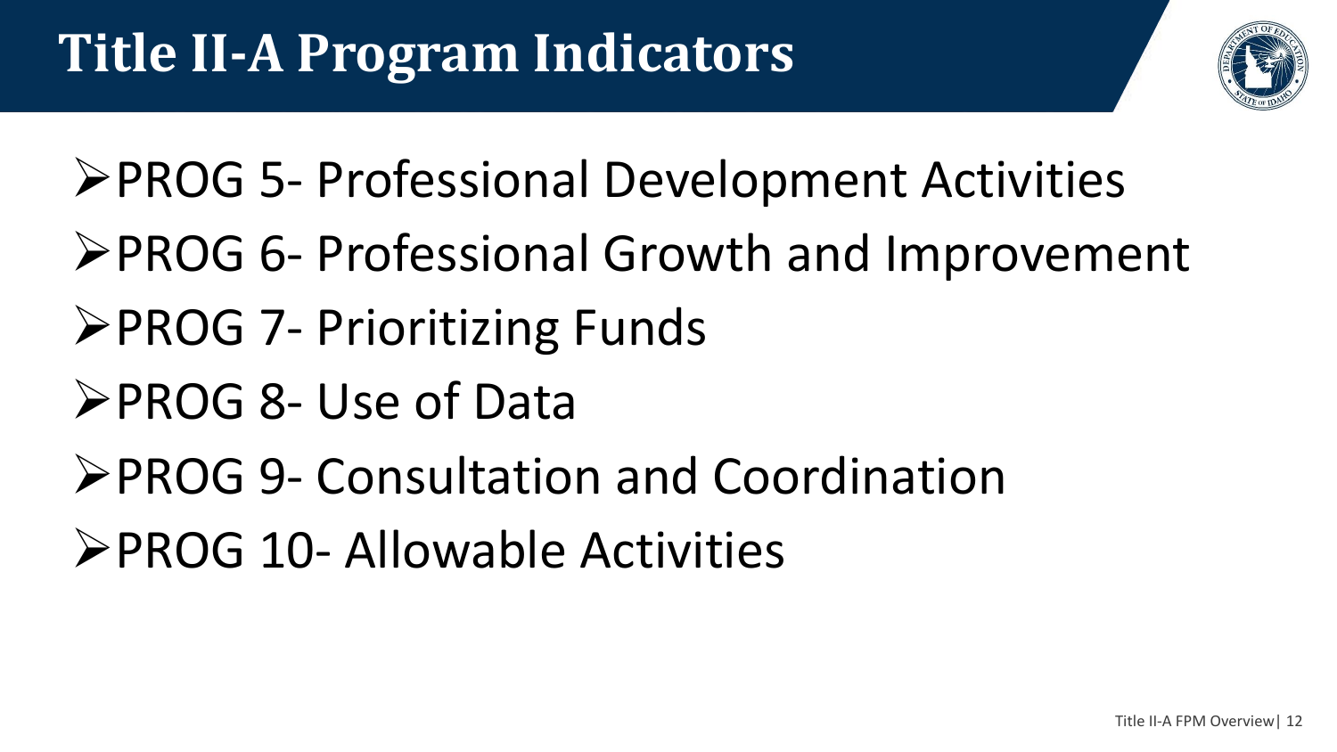# Title II-A Program Indicators

- PROG 5- Professional Development Activities
- PROG 6- Professional Growth and Improvement
- PROG 7- Prioritizing Funds
- PROG 8- Use of Data
- PROG 9- Consultation and Coordination
- PROG 10- Allowable Activities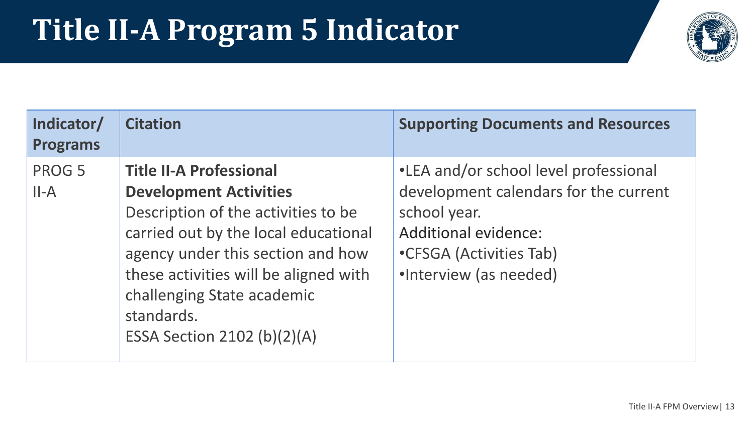# Title II-A Program 5 Indicator

| Indicator/ Programs | Citation | Supporting Documents and Resources |
| --- | --- | --- |
| PROG 5<br>II-A | **Title II-A Professional Development Activities**<br>Description of the activities to be carried out by the local educational agency under this section and how these activities will be aligned with challenging State academic standards.<br>ESSA Section 2102 (b)(2)(A) | •LEA and/or school level professional development calendars for the current school year.<br>Additional evidence:<br>•CFSGA (Activities Tab)<br>•Interview (as needed) |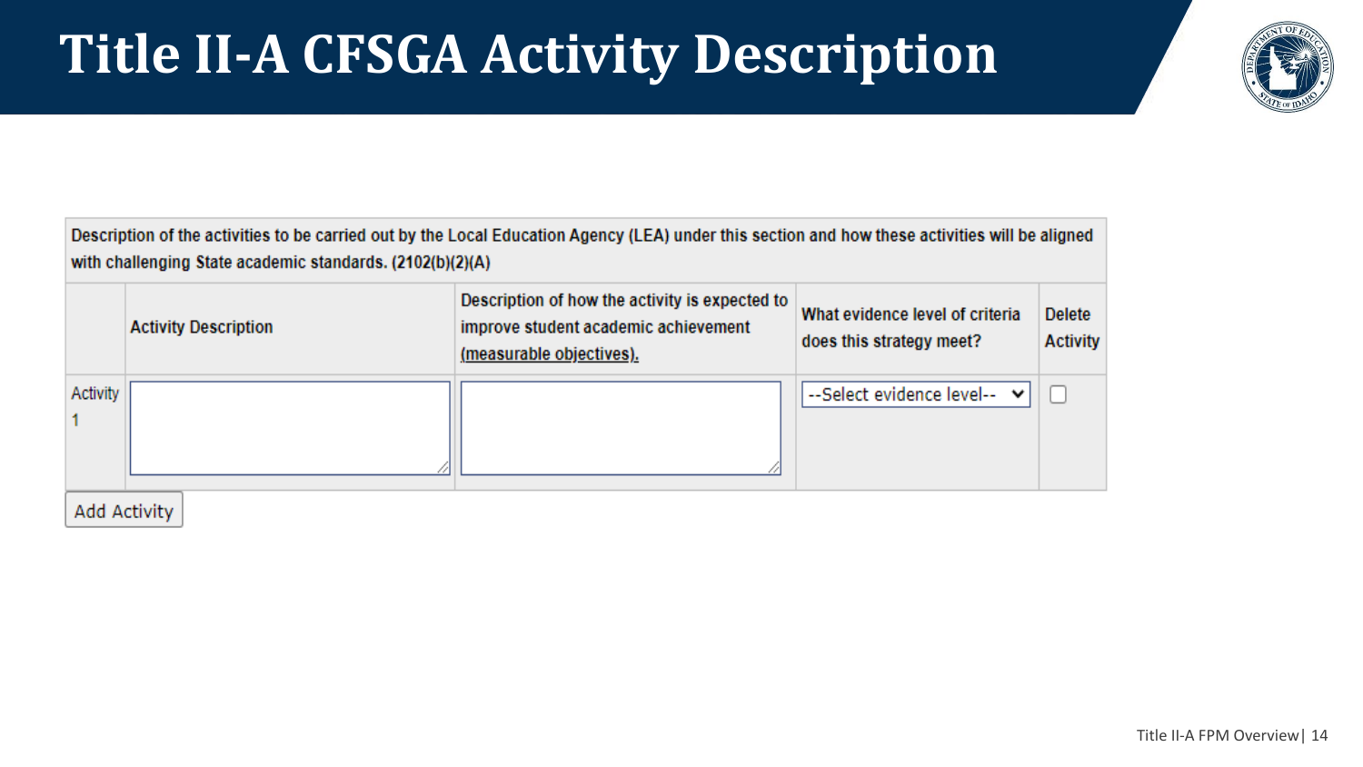# Title II-A CFSGA Activity Description

| Description of the activities to be carried out by the Local Education Agency (LEA) under this section and how these activities will be aligned with challenging State academic standards. (2102(b)(2)(A)) | | | | |
|---|---|---|---|---|
| | Activity Description | Description of how the activity is expected to improve student academic achievement (measurable objectives). | What evidence level of criteria does this strategy meet? | Delete Activity |
| Activity 1 | | | --Select evidence level-- | ☐ |

Add Activity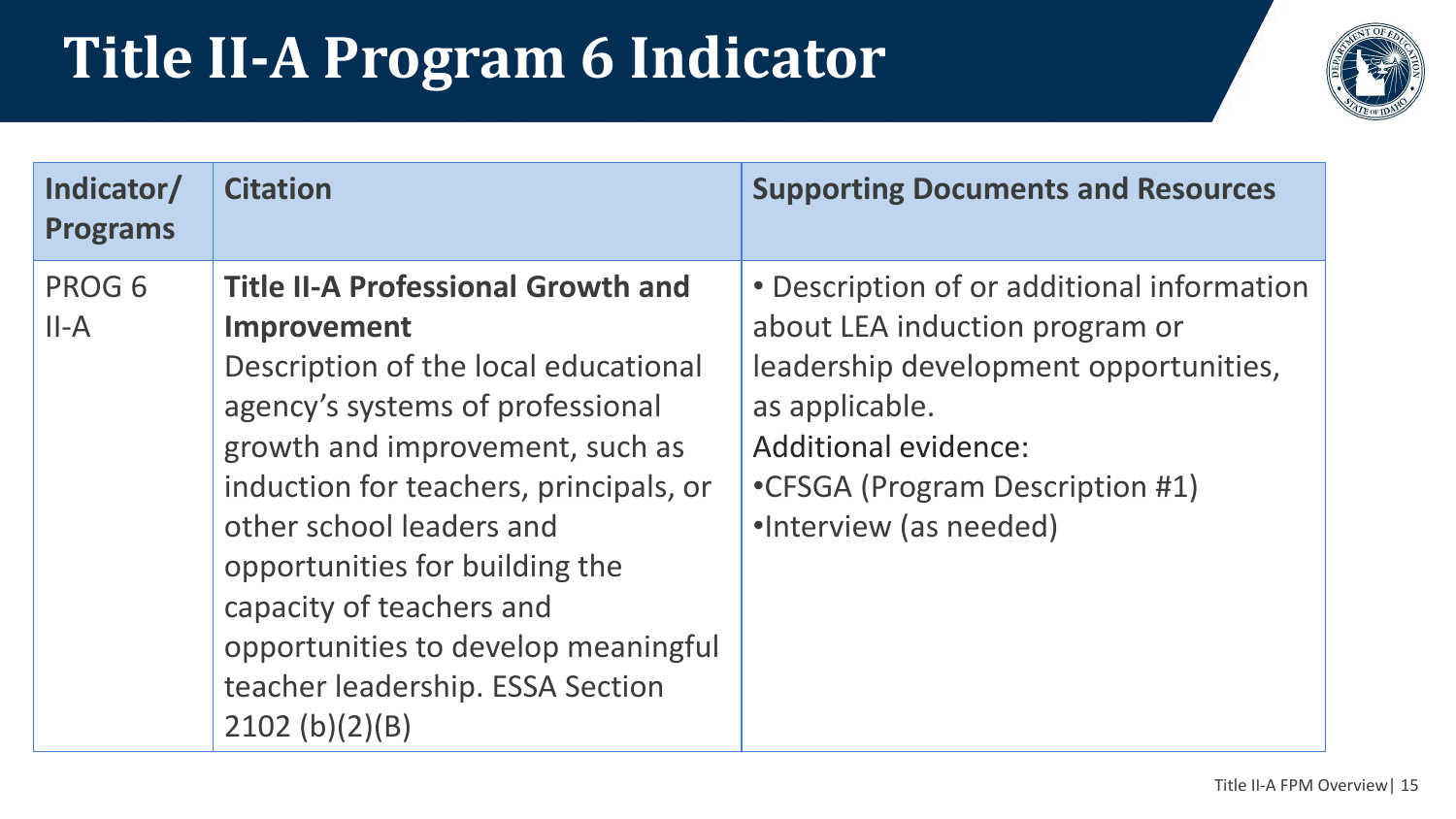# Title II-A Program 6 Indicator

| Indicator/ Programs | Citation | Supporting Documents and Resources |
| --- | --- | --- |
| PROG 6 II-A | **Title II-A Professional Growth and Improvement** Description of the local educational agency's systems of professional growth and improvement, such as induction for teachers, principals, or other school leaders and opportunities for building the capacity of teachers and opportunities to develop meaningful teacher leadership. ESSA Section 2102 (b)(2)(B) | • Description of or additional information about LEA induction program or leadership development opportunities, as applicable. Additional evidence: •CFSGA (Program Description #1) •Interview (as needed) |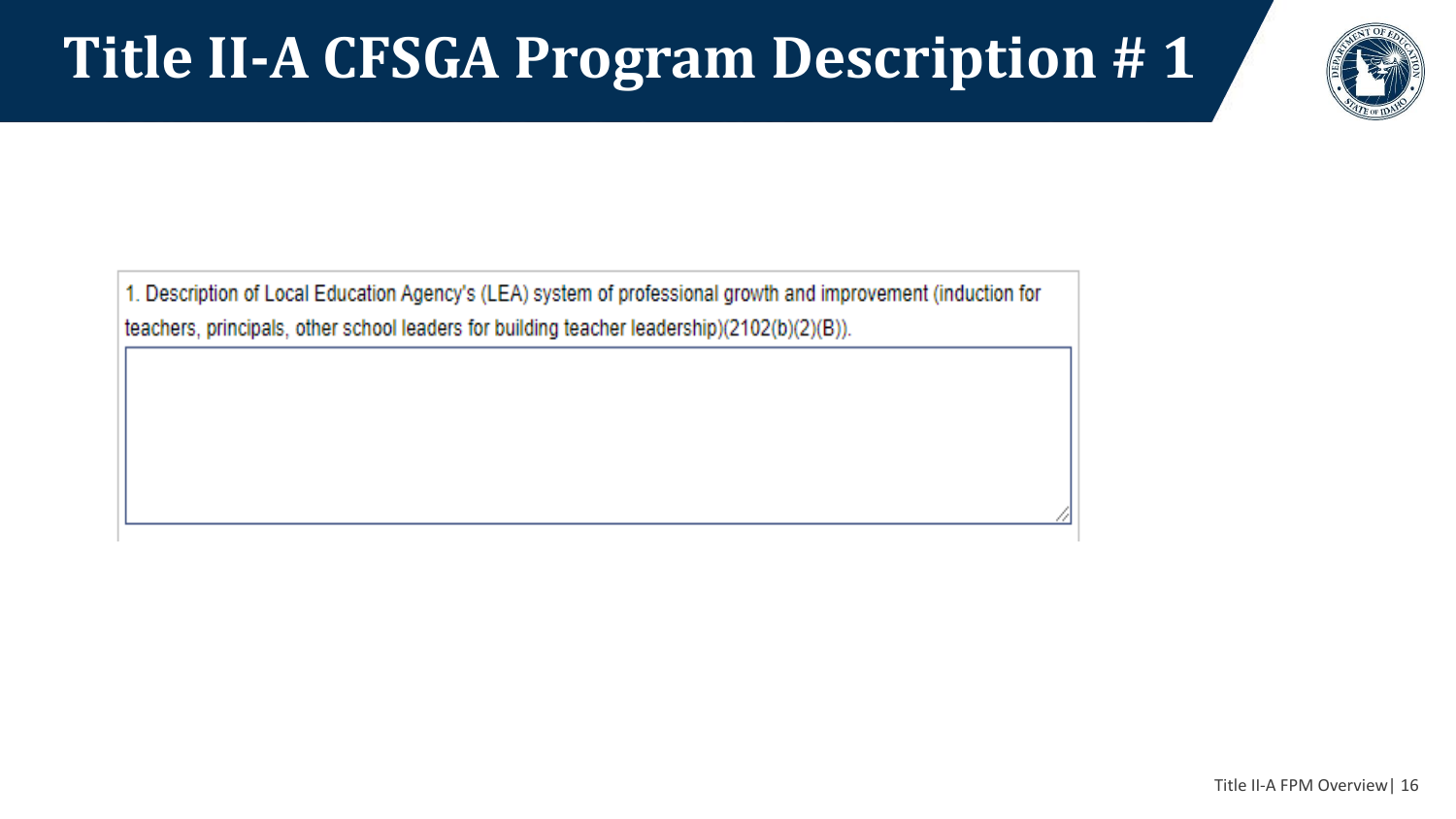# Title II-A CFSGA Program Description # 1

1. Description of Local Education Agency's (LEA) system of professional growth and improvement (induction for teachers, principals, other school leaders for building teacher leadership)(2102(b)(2)(B)).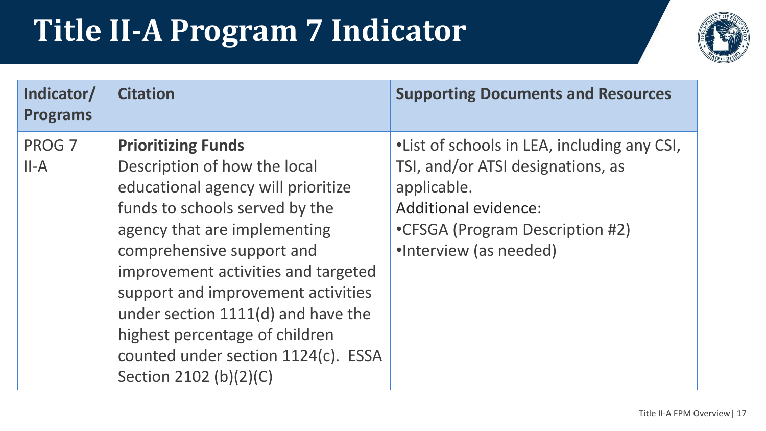# Title II-A Program 7 Indicator

| Indicator/ Programs | Citation | Supporting Documents and Resources |
|---|---|---|
| PROG 7<br>II-A | **Prioritizing Funds**<br>Description of how the local educational agency will prioritize funds to schools served by the agency that are implementing comprehensive support and improvement activities and targeted support and improvement activities under section 1111(d) and have the highest percentage of children counted under section 1124(c). ESSA Section 2102 (b)(2)(C) | •List of schools in LEA, including any CSI, TSI, and/or ATSI designations, as applicable.<br>Additional evidence:<br>•CFSGA (Program Description #2)<br>•Interview (as needed) |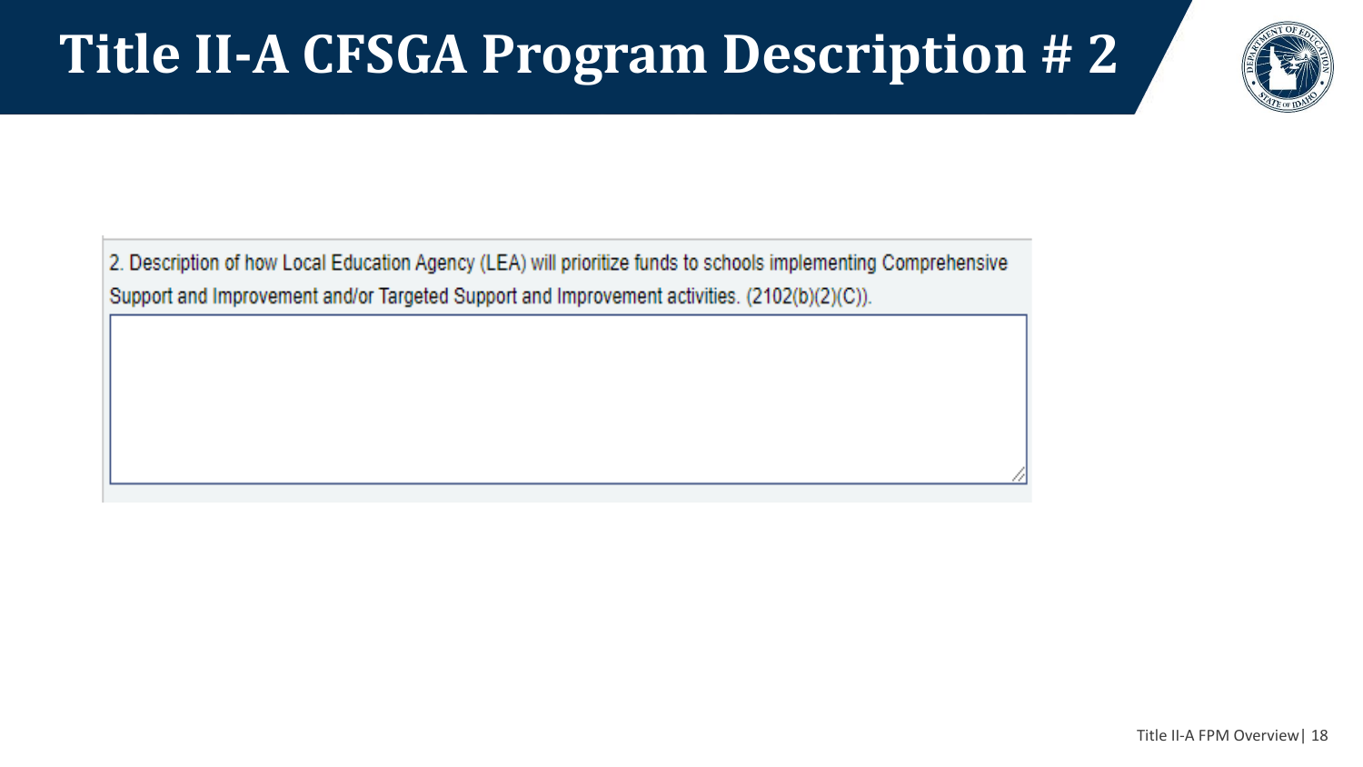# Title II-A CFSGA Program Description # 2

2. Description of how Local Education Agency (LEA) will prioritize funds to schools implementing Comprehensive Support and Improvement and/or Targeted Support and Improvement activities. (2102(b)(2)(C)).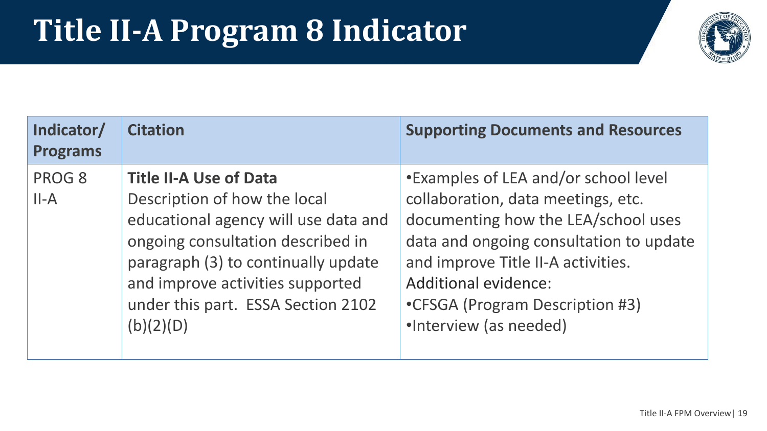# Title II-A Program 8 Indicator

| Indicator/ Programs | Citation | Supporting Documents and Resources |
| --- | --- | --- |
| PROG 8<br>II-A | **Title II-A Use of Data**<br>Description of how the local educational agency will use data and ongoing consultation described in paragraph (3) to continually update and improve activities supported under this part. ESSA Section 2102 (b)(2)(D) | •Examples of LEA and/or school level collaboration, data meetings, etc. documenting how the LEA/school uses data and ongoing consultation to update and improve Title II-A activities.<br>Additional evidence:<br>•CFSGA (Program Description #3)<br>•Interview (as needed) |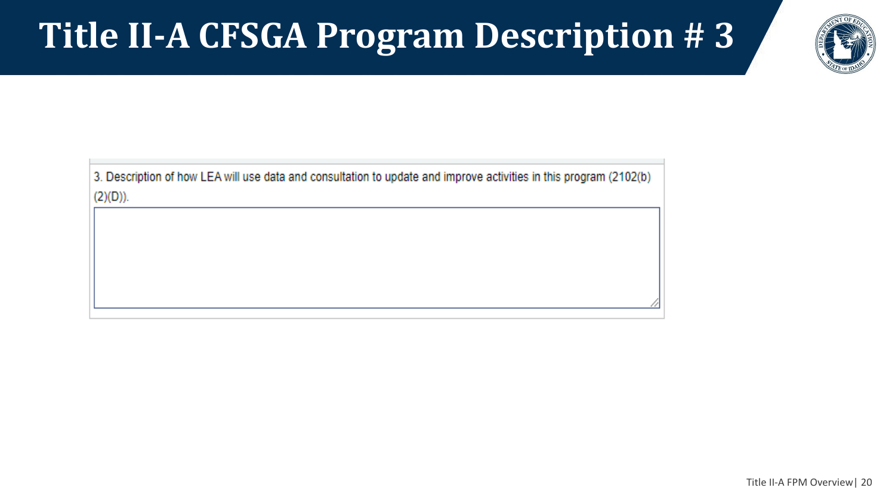# Title II-A CFSGA Program Description # 3

3. Description of how LEA will use data and consultation to update and improve activities in this program (2102(b)(2)(D)).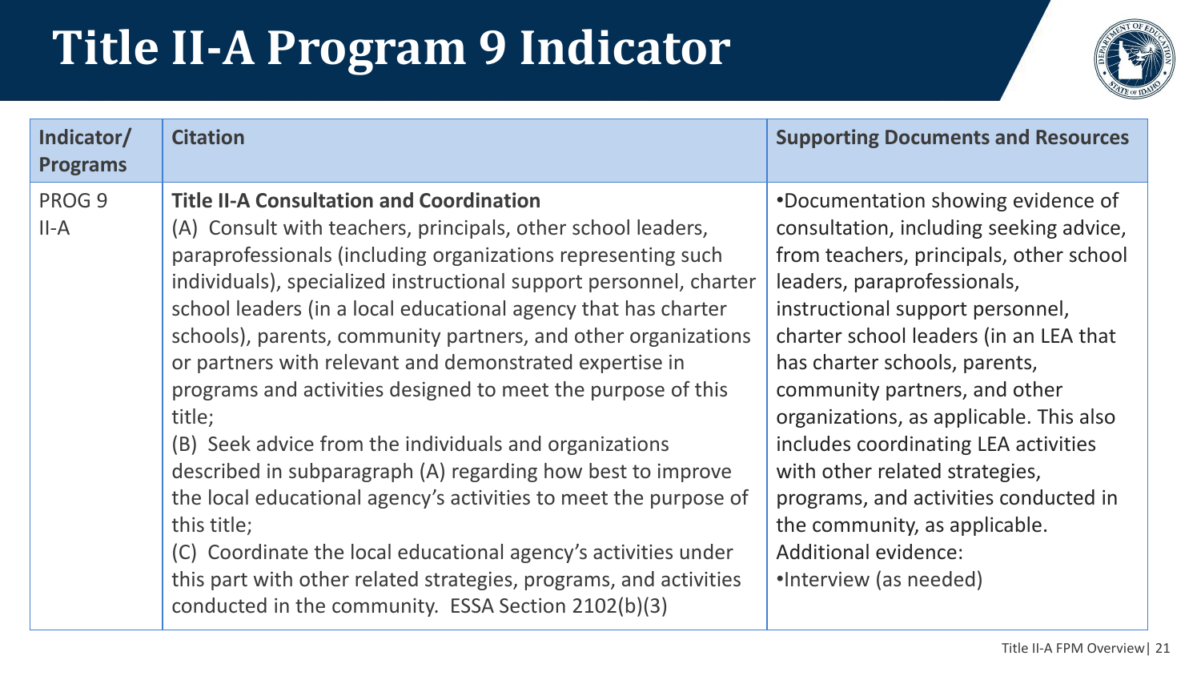# Title II-A Program 9 Indicator

| Indicator/ Programs | Citation | Supporting Documents and Resources |
|---|---|---|
| PROG 9<br>II-A | **Title II-A Consultation and Coordination**<br>(A) Consult with teachers, principals, other school leaders, paraprofessionals (including organizations representing such individuals), specialized instructional support personnel, charter school leaders (in a local educational agency that has charter schools), parents, community partners, and other organizations or partners with relevant and demonstrated expertise in programs and activities designed to meet the purpose of this title;<br>(B) Seek advice from the individuals and organizations described in subparagraph (A) regarding how best to improve the local educational agency's activities to meet the purpose of this title;<br>(C) Coordinate the local educational agency's activities under this part with other related strategies, programs, and activities conducted in the community. ESSA Section 2102(b)(3) | •Documentation showing evidence of consultation, including seeking advice, from teachers, principals, other school leaders, paraprofessionals, instructional support personnel, charter school leaders (in an LEA that has charter schools, parents, community partners, and other organizations, as applicable. This also includes coordinating LEA activities with other related strategies, programs, and activities conducted in the community, as applicable.<br>Additional evidence:<br>•Interview (as needed) |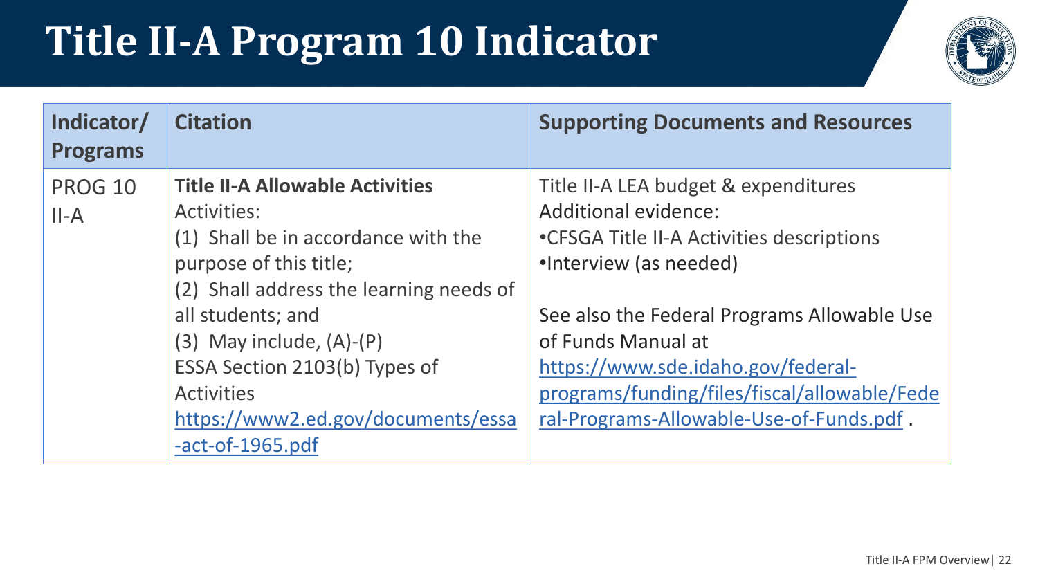# Title II-A Program 10 Indicator

| Indicator/ Programs | Citation | Supporting Documents and Resources |
| --- | --- | --- |
| PROG 10 II-A | **Title II-A Allowable Activities**<br>Activities:<br>(1) Shall be in accordance with the purpose of this title;<br>(2) Shall address the learning needs of all students; and<br>(3) May include, (A)-(P)<br>ESSA Section 2103(b) Types of Activities<br>https://www2.ed.gov/documents/essa-act-of-1965.pdf | Title II-A LEA budget & expenditures<br>Additional evidence:<br>•CFSGA Title II-A Activities descriptions<br>•Interview (as needed)<br><br>See also the Federal Programs Allowable Use of Funds Manual at https://www.sde.idaho.gov/federal-programs/funding/files/fiscal/allowable/Federal-Programs-Allowable-Use-of-Funds.pdf . |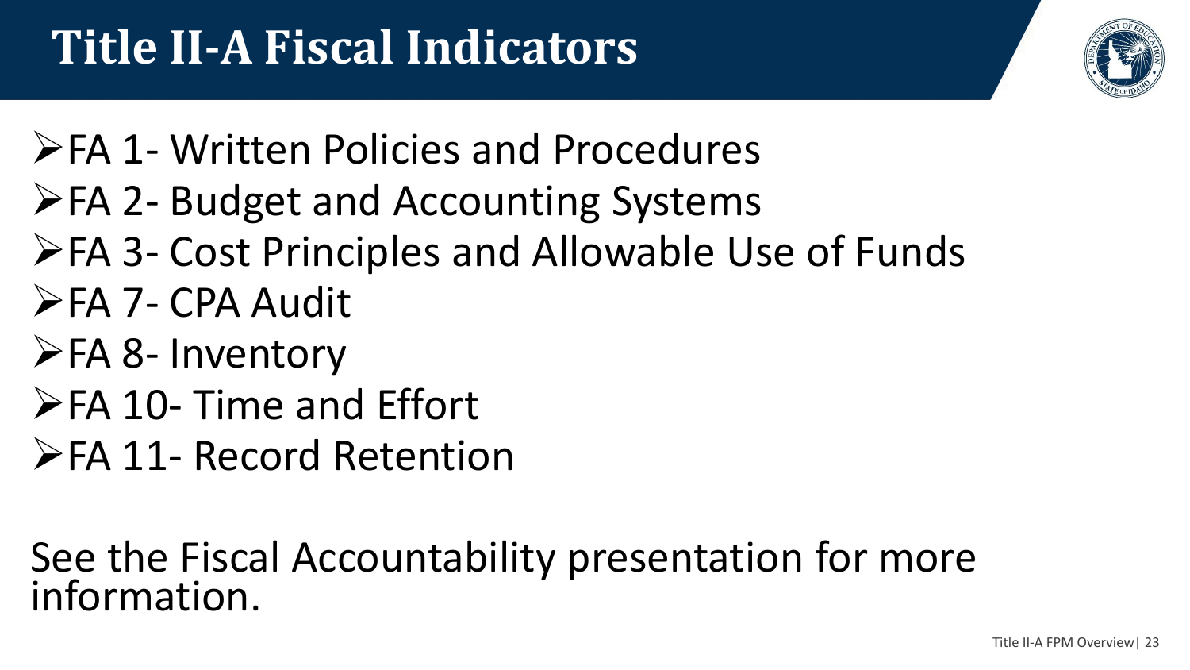# Title II-A Fiscal Indicators

- FA 1- Written Policies and Procedures
- FA 2- Budget and Accounting Systems
- FA 3- Cost Principles and Allowable Use of Funds
- FA 7- CPA Audit
- FA 8- Inventory
- FA 10- Time and Effort
- FA 11- Record Retention

See the Fiscal Accountability presentation for more information.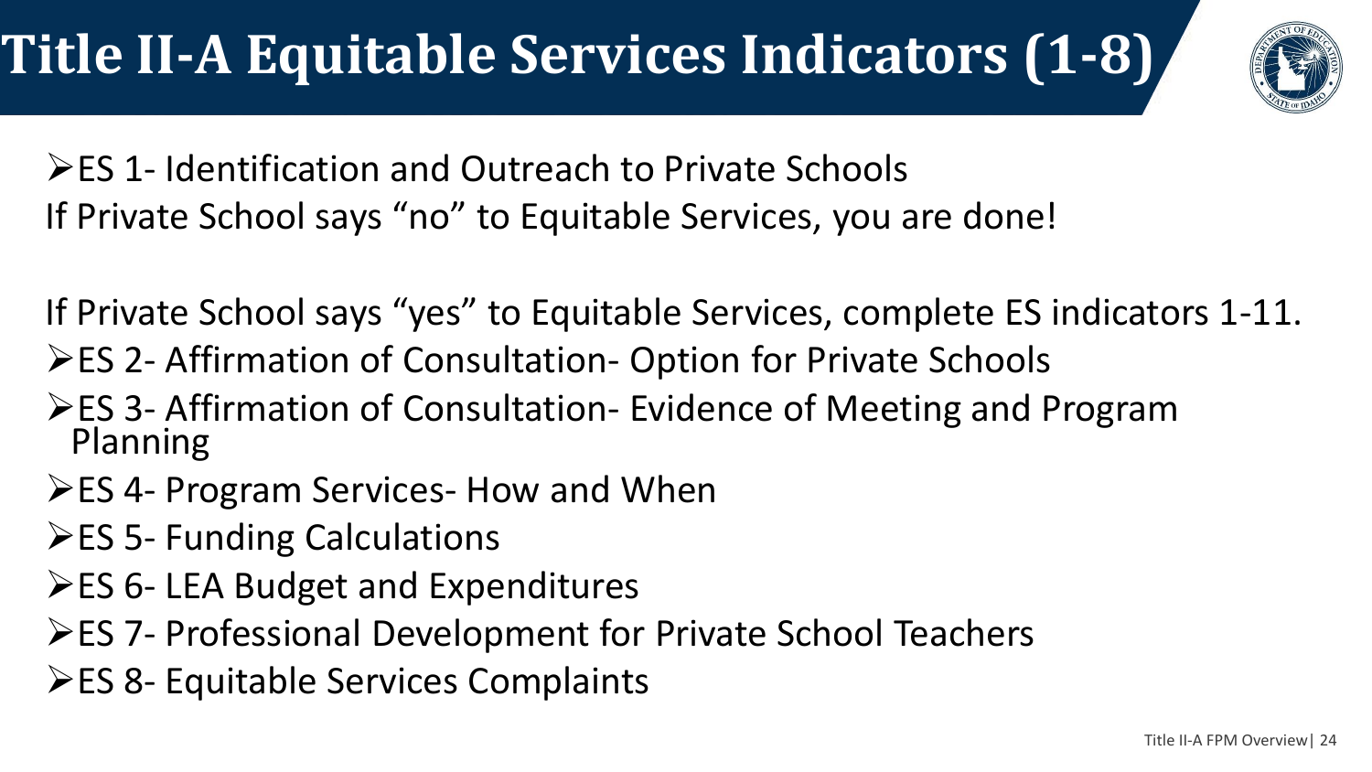# Title II-A Equitable Services Indicators (1-8)

- ES 1- Identification and Outreach to Private Schools

If Private School says “no” to Equitable Services, you are done!

If Private School says “yes” to Equitable Services, complete ES indicators 1-11.

- ES 2- Affirmation of Consultation- Option for Private Schools
- ES 3- Affirmation of Consultation- Evidence of Meeting and Program Planning
- ES 4- Program Services- How and When
- ES 5- Funding Calculations
- ES 6- LEA Budget and Expenditures
- ES 7- Professional Development for Private School Teachers
- ES 8- Equitable Services Complaints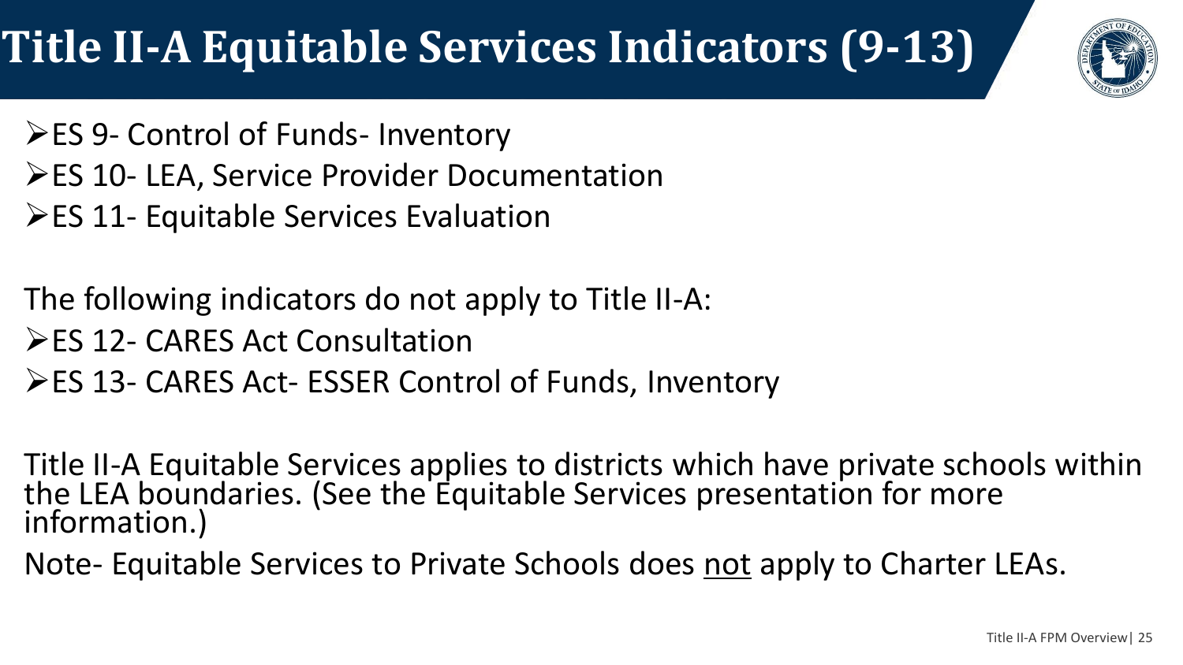# Title II-A Equitable Services Indicators (9-13)

- ES 9- Control of Funds- Inventory
- ES 10- LEA, Service Provider Documentation
- ES 11- Equitable Services Evaluation

The following indicators do not apply to Title II-A:

- ES 12- CARES Act Consultation
- ES 13- CARES Act- ESSER Control of Funds, Inventory

Title II-A Equitable Services applies to districts which have private schools within the LEA boundaries. (See the Equitable Services presentation for more information.)

Note- Equitable Services to Private Schools does <u>not</u> apply to Charter LEAs.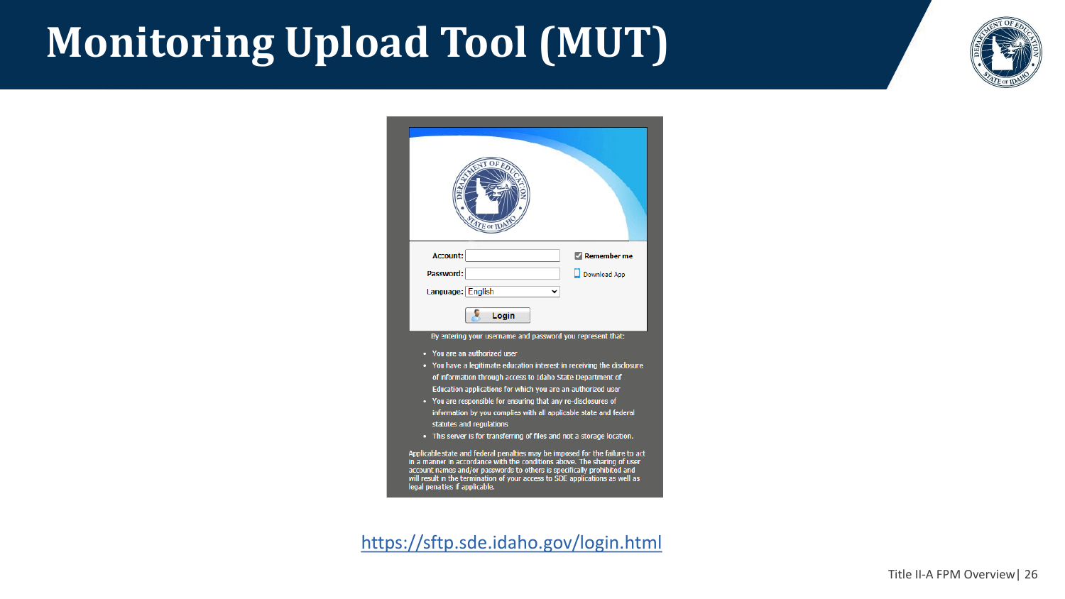# Monitoring Upload Tool (MUT)

Account:

Password:

Language: English

Remember me

Download App

Login

By entering your username and password you represent that:

- You are an authorized user
- You have a legitimate education interest in receiving the disclosure of information through access to Idaho State Department of Education applications for which you are an authorized user
- You are responsible for ensuring that any re-disclosures of information by you complies with all applicable state and federal statutes and regulations
- This server is for transferring of files and not a storage location.

Applicable state and federal penalties may be imposed for the failure to act in a manner in accordance with the conditions above. The sharing of user account names and/or passwords to others is specifically prohibited and will result in the termination of your access to SDE applications as well as legal penalties if applicable.

https://sftp.sde.idaho.gov/login.html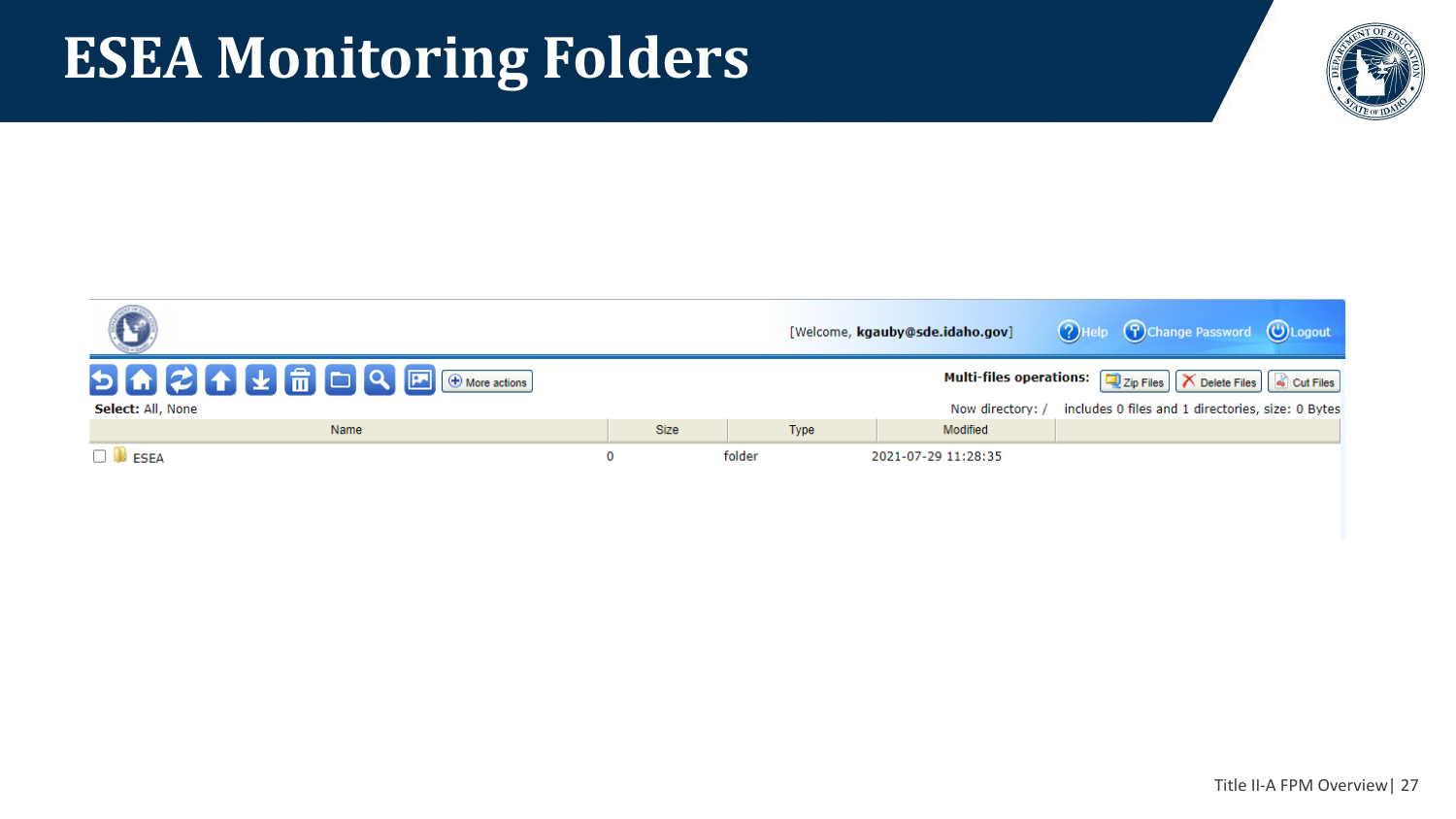# ESEA Monitoring Folders

[Welcome, **kgauby@sde.idaho.gov**] Help Change Password Logout

More actions

**Multi-files operations:** Zip Files Delete Files Cut Files

**Select:** All, None

Now directory: / includes 0 files and 1 directories, size: 0 Bytes

| Name | Size | Type | Modified |
| --- | --- | --- | --- |
| ESEA | 0 | folder | 2021-07-29 11:28:35 |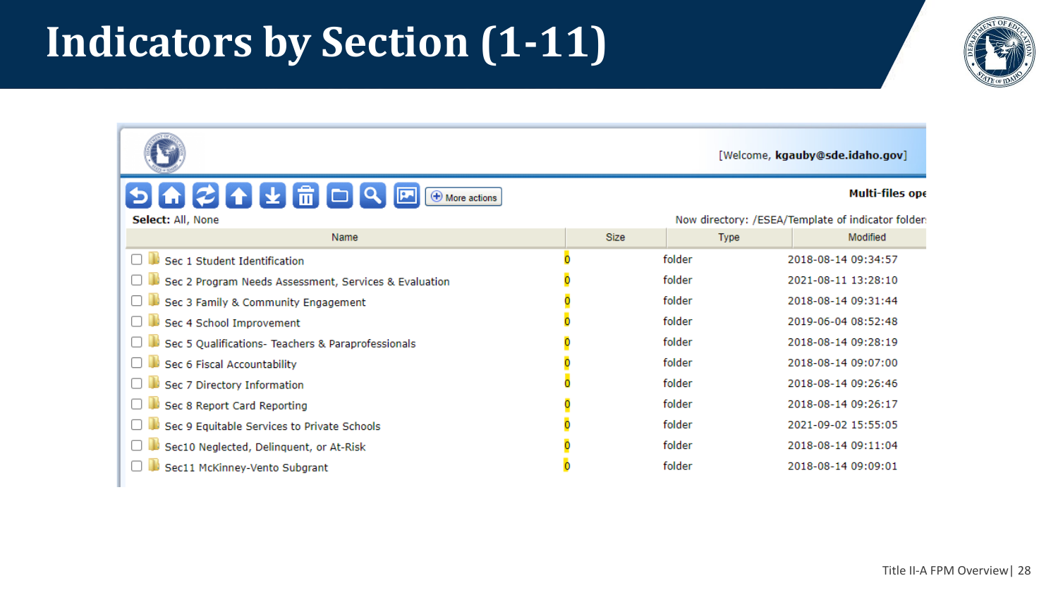# Indicators by Section (1-11)

[Welcome, **kgauby@sde.idaho.gov**]

More actions

**Multi-files ope**

**Select:** All, None

Now directory: /ESEA/Template of indicator folder

| Name | Size | Type | Modified |
|---|---|---|---|
| Sec 1 Student Identification | 0 | folder | 2018-08-14 09:34:57 |
| Sec 2 Program Needs Assessment, Services & Evaluation | 0 | folder | 2021-08-11 13:28:10 |
| Sec 3 Family & Community Engagement | 0 | folder | 2018-08-14 09:31:44 |
| Sec 4 School Improvement | 0 | folder | 2019-06-04 08:52:48 |
| Sec 5 Qualifications- Teachers & Paraprofessionals | 0 | folder | 2018-08-14 09:28:19 |
| Sec 6 Fiscal Accountability | 0 | folder | 2018-08-14 09:07:00 |
| Sec 7 Directory Information | 0 | folder | 2018-08-14 09:26:46 |
| Sec 8 Report Card Reporting | 0 | folder | 2018-08-14 09:26:17 |
| Sec 9 Equitable Services to Private Schools | 0 | folder | 2021-09-02 15:55:05 |
| Sec10 Neglected, Delinquent, or At-Risk | 0 | folder | 2018-08-14 09:11:04 |
| Sec11 McKinney-Vento Subgrant | 0 | folder | 2018-08-14 09:09:01 |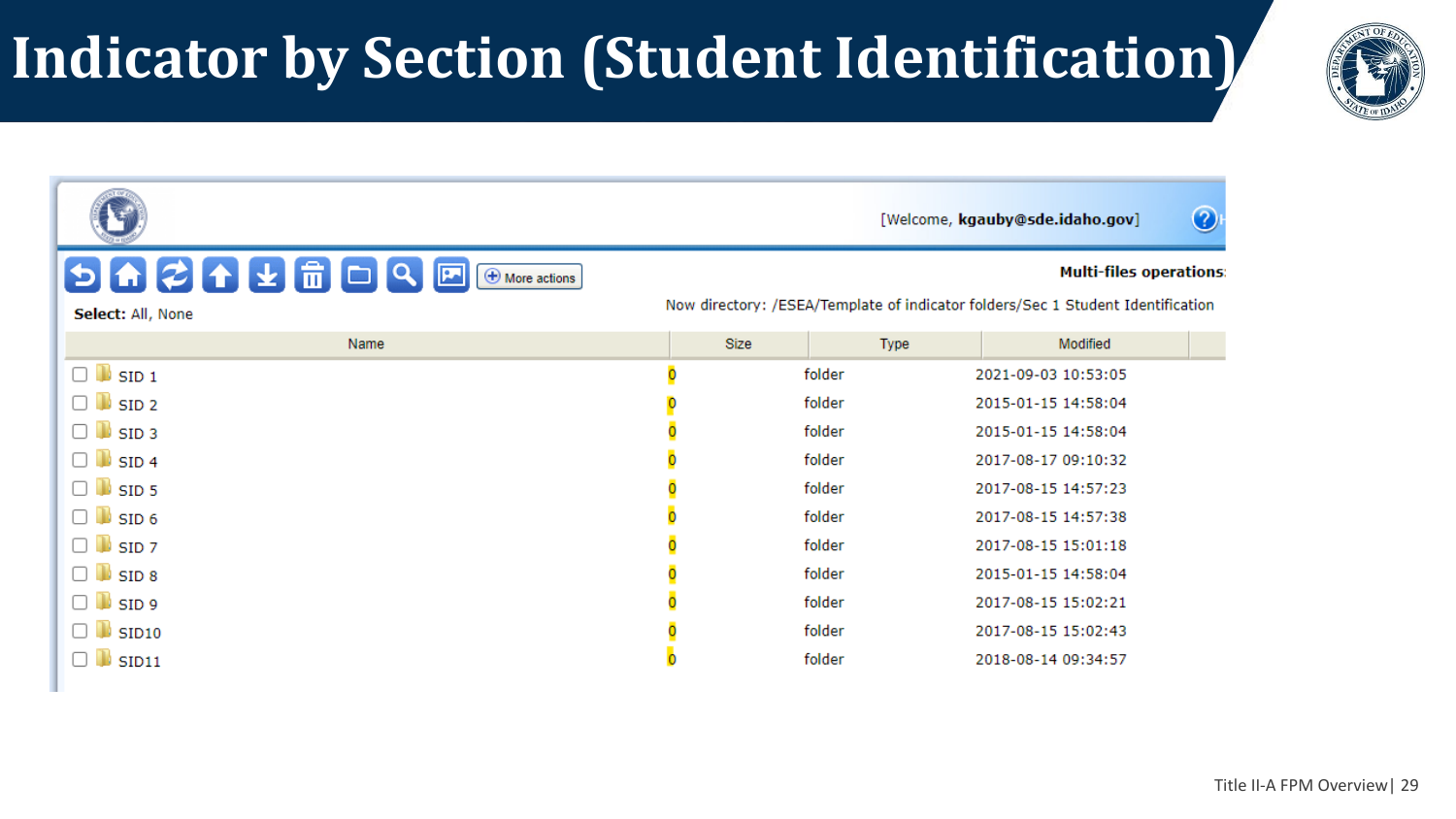# Indicator by Section (Student Identification)

[Welcome, **kgauby@sde.idaho.gov**]

More actions

**Multi-files operations:**

**Select:** All, None

Now directory: /ESEA/Template of indicator folders/Sec 1 Student Identification

| Name | Size | Type | Modified |
|---|---|---|---|
| SID 1 | 0 | folder | 2021-09-03 10:53:05 |
| SID 2 | 0 | folder | 2015-01-15 14:58:04 |
| SID 3 | 0 | folder | 2015-01-15 14:58:04 |
| SID 4 | 0 | folder | 2017-08-17 09:10:32 |
| SID 5 | 0 | folder | 2017-08-15 14:57:23 |
| SID 6 | 0 | folder | 2017-08-15 14:57:38 |
| SID 7 | 0 | folder | 2017-08-15 15:01:18 |
| SID 8 | 0 | folder | 2015-01-15 14:58:04 |
| SID 9 | 0 | folder | 2017-08-15 15:02:21 |
| SID10 | 0 | folder | 2017-08-15 15:02:43 |
| SID11 | 0 | folder | 2018-08-14 09:34:57 |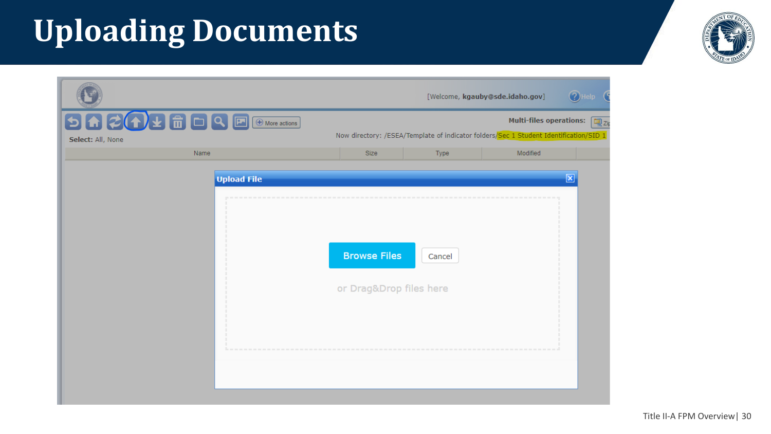# Uploading Documents

[Welcome, kgauby@sde.idaho.gov]

Help

More actions

Multi-files operations:

Select: All, None

Now directory: /ESEA/Template of indicator folders/Sec 1 Student Identification/SID 1

| Name | Size | Type | Modified |
|---|---|---|---|

**Upload File**

Browse Files

Cancel

or Drag&Drop files here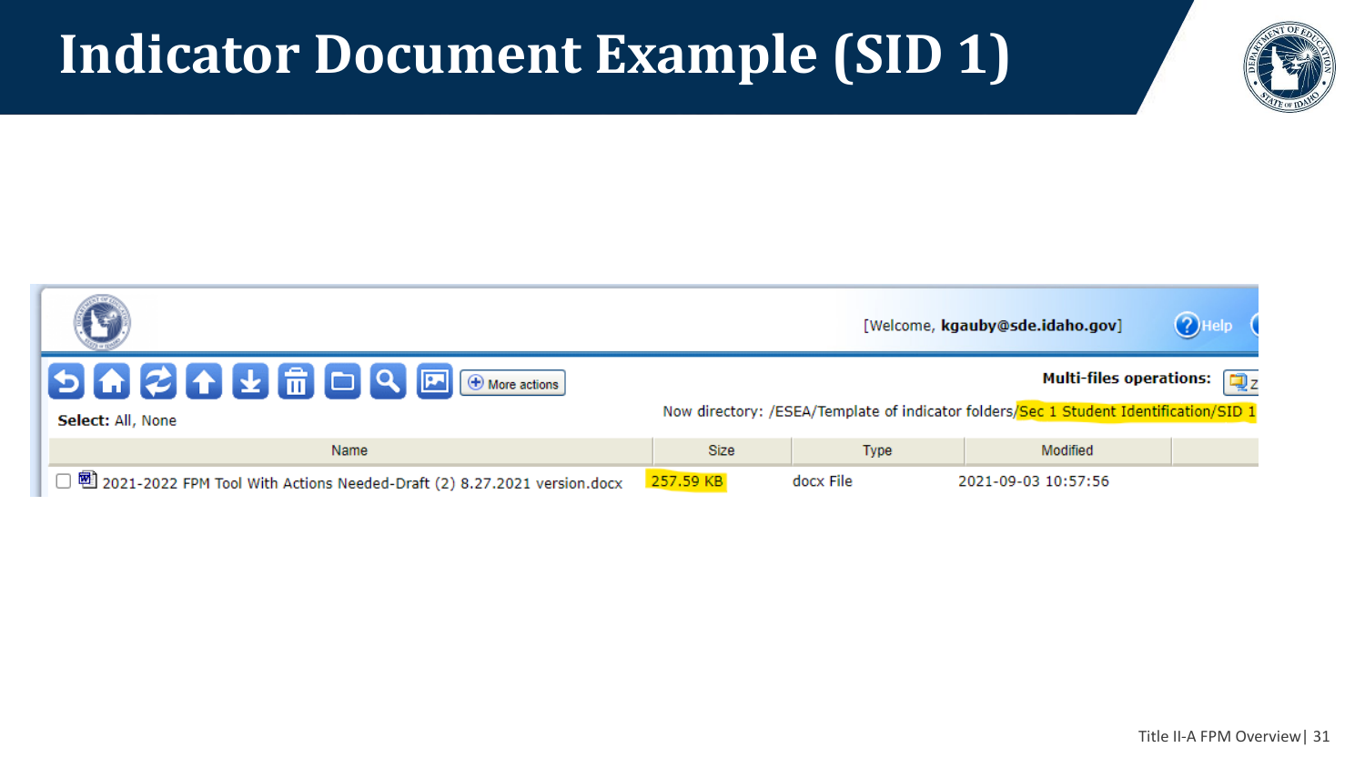# Indicator Document Example (SID 1)

[Welcome, **kgauby@sde.idaho.gov**] Help

More actions

**Multi-files operations:**

**Select:** All, None

Now directory: /ESEA/Template of indicator folders/Sec 1 Student Identification/SID 1

| Name | Size | Type | Modified |
| --- | --- | --- | --- |
| 2021-2022 FPM Tool With Actions Needed-Draft (2) 8.27.2021 version.docx | 257.59 KB | docx File | 2021-09-03 10:57:56 |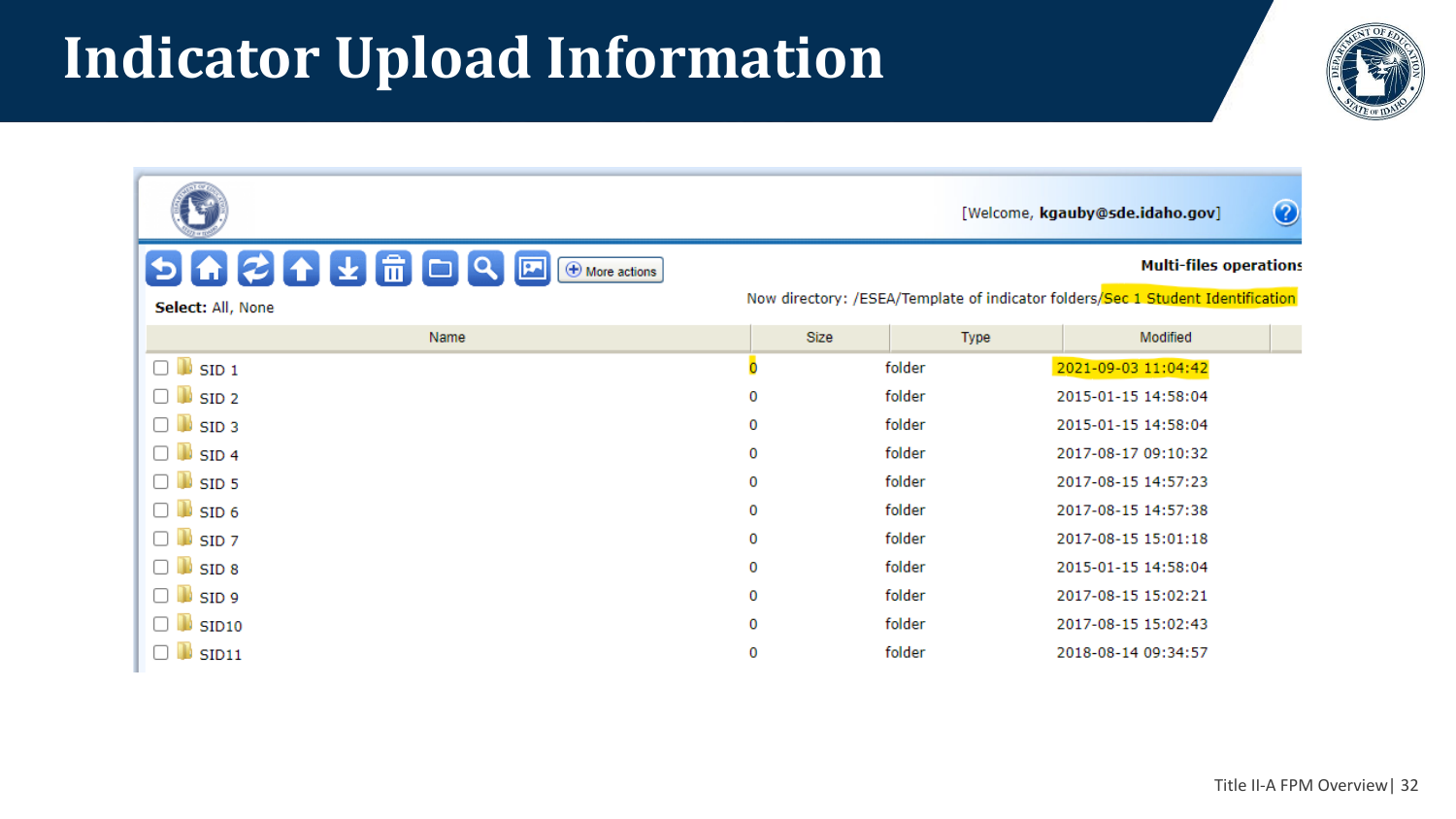# Indicator Upload Information

[Welcome, **kgauby@sde.idaho.gov**]

More actions

**Multi-files operations**

**Select:** All, None

Now directory: /ESEA/Template of indicator folders/Sec 1 Student Identification

| Name | Size | Type | Modified |
|---|---|---|---|
| SID 1 | 0 | folder | 2021-09-03 11:04:42 |
| SID 2 | 0 | folder | 2015-01-15 14:58:04 |
| SID 3 | 0 | folder | 2015-01-15 14:58:04 |
| SID 4 | 0 | folder | 2017-08-17 09:10:32 |
| SID 5 | 0 | folder | 2017-08-15 14:57:23 |
| SID 6 | 0 | folder | 2017-08-15 14:57:38 |
| SID 7 | 0 | folder | 2017-08-15 15:01:18 |
| SID 8 | 0 | folder | 2015-01-15 14:58:04 |
| SID 9 | 0 | folder | 2017-08-15 15:02:21 |
| SID10 | 0 | folder | 2017-08-15 15:02:43 |
| SID11 | 0 | folder | 2018-08-14 09:34:57 |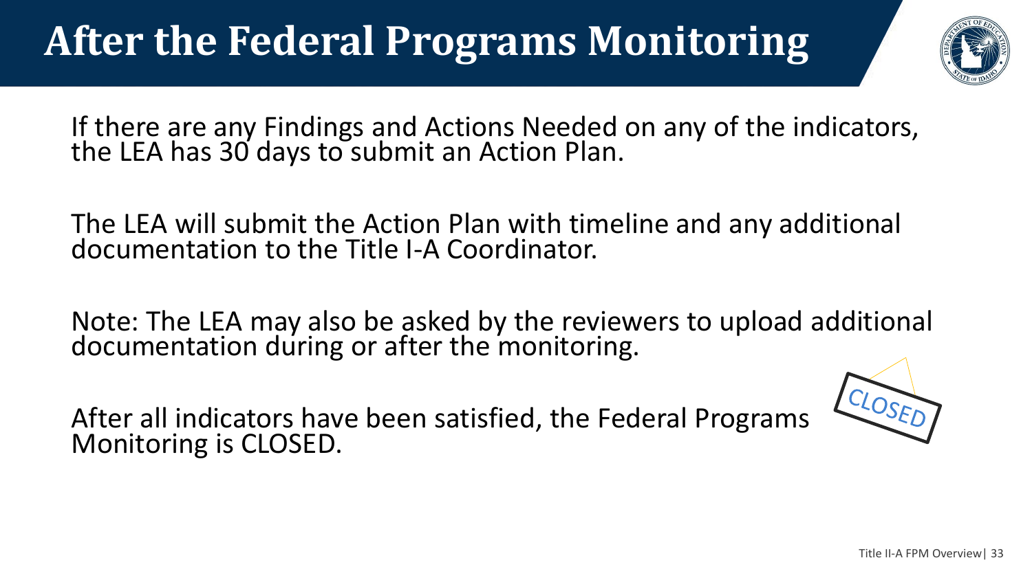# After the Federal Programs Monitoring

If there are any Findings and Actions Needed on any of the indicators, the LEA has 30 days to submit an Action Plan.

The LEA will submit the Action Plan with timeline and any additional documentation to the Title I-A Coordinator.

Note: The LEA may also be asked by the reviewers to upload additional documentation during or after the monitoring.

After all indicators have been satisfied, the Federal Programs Monitoring is CLOSED.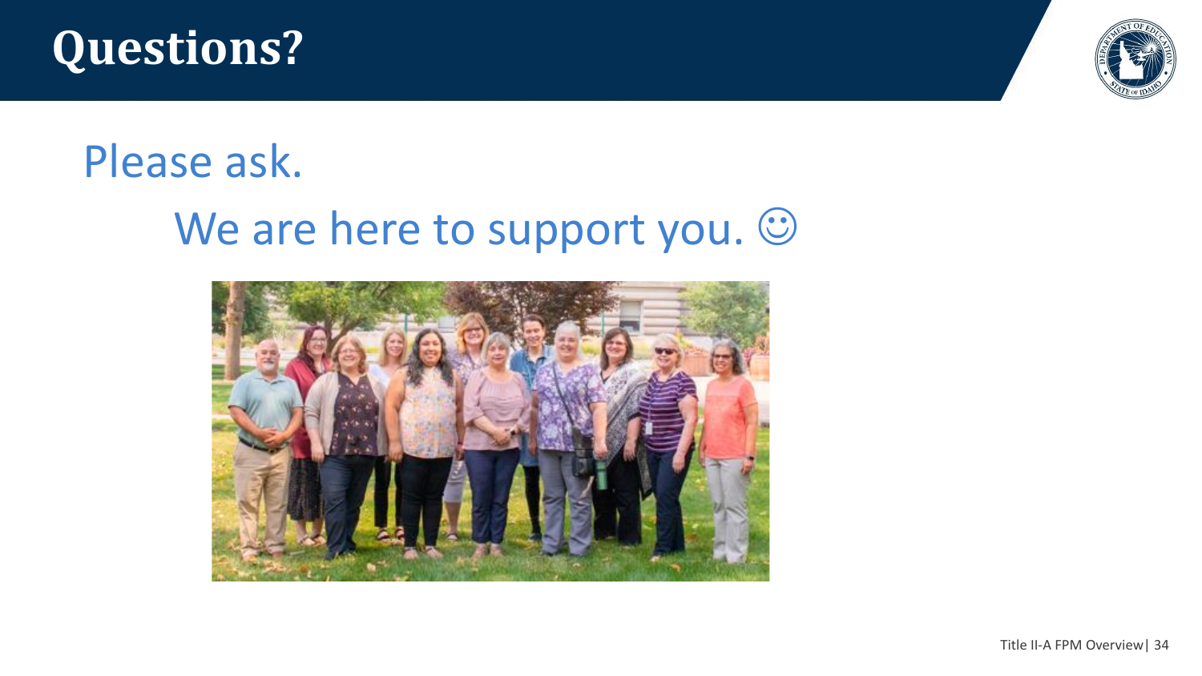# Questions?

Please ask.

We are here to support you. ☺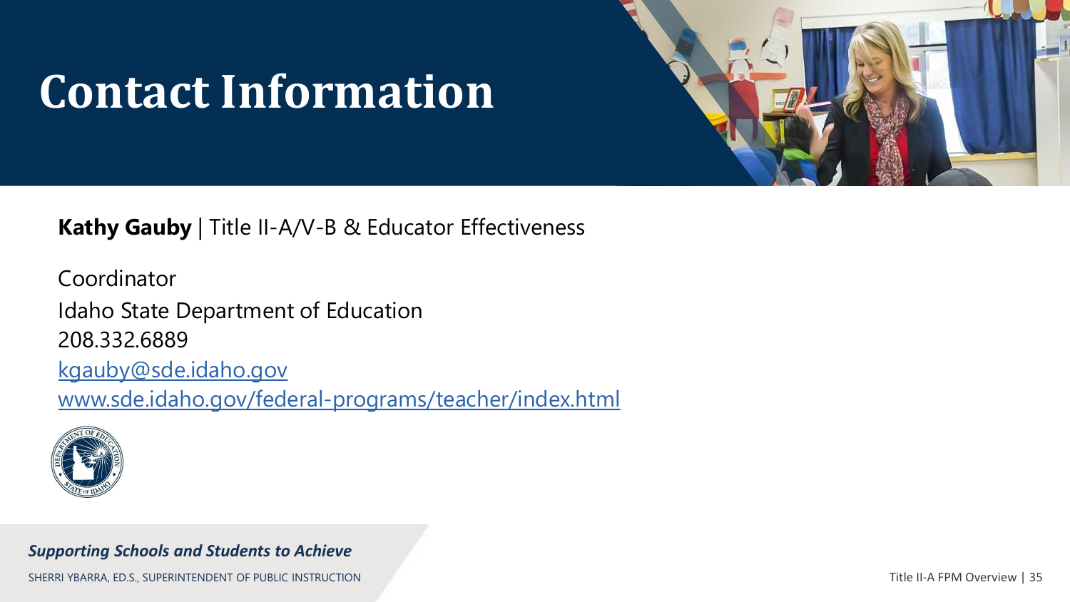# Contact Information

**Kathy Gauby** | Title II-A/V-B & Educator Effectiveness

Coordinator

Idaho State Department of Education

208.332.6889

[kgauby@sde.idaho.gov](mailto:kgauby@sde.idaho.gov)

[www.sde.idaho.gov/federal-programs/teacher/index.html](http://www.sde.idaho.gov/federal-programs/teacher/index.html)